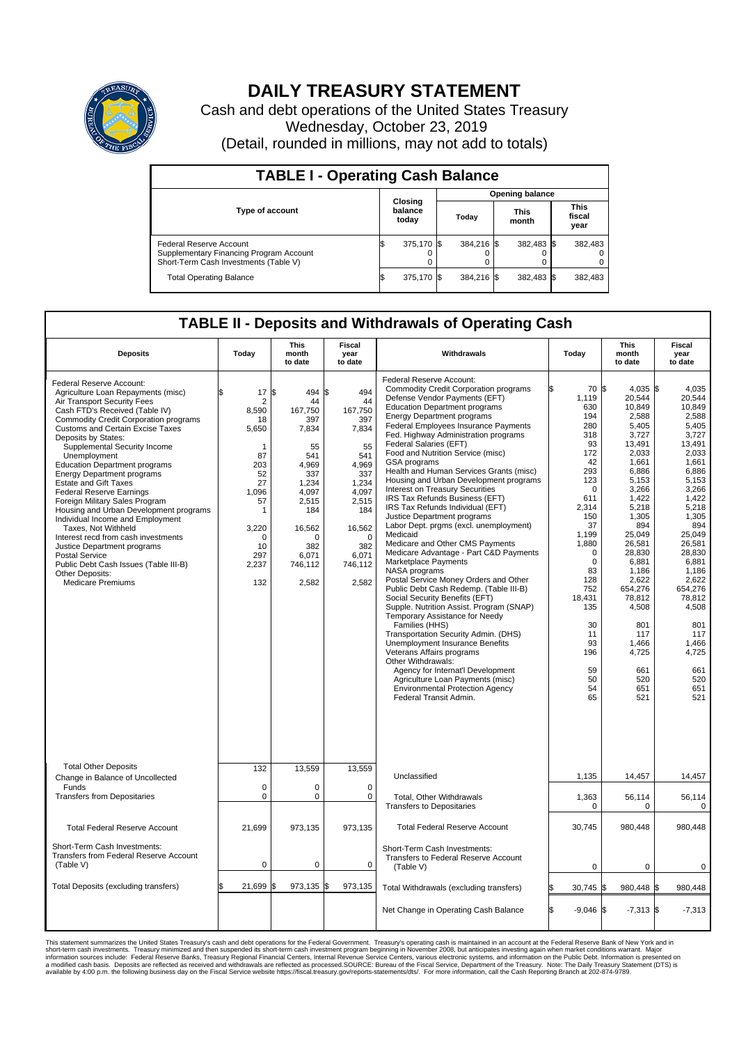# DAILY TREASURY STATEMENT

Cash and debt operations of the United States Treasury
Wednesday, October 23, 2019
(Detail, rounded in millions, may not add to totals)

## TABLE I - Operating Cash Balance

| Type of account | Closing balance today | Opening balance Today | Opening balance This month | Opening balance This fiscal year |
|---|---|---|---|---|
| Federal Reserve Account | $ 375,170 | $ 384,216 | $ 382,483 | $ 382,483 |
| Supplementary Financing Program Account | 0 | 0 | 0 | 0 |
| Short-Term Cash Investments (Table V) | 0 | 0 | 0 | 0 |
| Total Operating Balance | $ 375,170 | $ 384,216 | $ 382,483 | $ 382,483 |

## TABLE II - Deposits and Withdrawals of Operating Cash

| Deposits | Today | This month to date | Fiscal year to date |
|---|---|---|---|
| Federal Reserve Account: | | | |
| Agriculture Loan Repayments (misc) | $ 17 | $ 494 | $ 494 |
| Air Transport Security Fees | 2 | 44 | 44 |
| Cash FTD's Received (Table IV) | 8,590 | 167,750 | 167,750 |
| Commodity Credit Corporation programs | 18 | 397 | 397 |
| Customs and Certain Excise Taxes | 5,650 | 7,834 | 7,834 |
| Deposits by States: | | | |
| Supplemental Security Income | 1 | 55 | 55 |
| Unemployment | 87 | 541 | 541 |
| Education Department programs | 203 | 4,969 | 4,969 |
| Energy Department programs | 52 | 337 | 337 |
| Estate and Gift Taxes | 27 | 1,234 | 1,234 |
| Federal Reserve Earnings | 1,096 | 4,097 | 4,097 |
| Foreign Military Sales Program | 57 | 2,515 | 2,515 |
| Housing and Urban Development programs | 1 | 184 | 184 |
| Individual Income and Employment Taxes, Not Withheld | 3,220 | 16,562 | 16,562 |
| Interest recd from cash investments | 0 | 0 | 0 |
| Justice Department programs | 10 | 382 | 382 |
| Postal Service | 297 | 6,071 | 6,071 |
| Public Debt Cash Issues (Table III-B) | 2,237 | 746,112 | 746,112 |
| Other Deposits: | | | |
| Medicare Premiums | 132 | 2,582 | 2,582 |
| Total Other Deposits | 132 | 13,559 | 13,559 |
| Change in Balance of Uncollected Funds | 0 | 0 | 0 |
| Transfers from Depositaries | 0 | 0 | 0 |
| Total Federal Reserve Account | 21,699 | 973,135 | 973,135 |
| Short-Term Cash Investments: Transfers from Federal Reserve Account (Table V) | 0 | 0 | 0 |
| Total Deposits (excluding transfers) | $ 21,699 | $ 973,135 | $ 973,135 |

| Withdrawals | Today | This month to date | Fiscal year to date |
|---|---|---|---|
| Federal Reserve Account: | | | |
| Commodity Credit Corporation programs | $ 70 | $ 4,035 | $ 4,035 |
| Defense Vendor Payments (EFT) | 1,119 | 20,544 | 20,544 |
| Education Department programs | 630 | 10,849 | 10,849 |
| Energy Department programs | 194 | 2,588 | 2,588 |
| Federal Employees Insurance Payments | 280 | 5,405 | 5,405 |
| Fed. Highway Administration programs | 318 | 3,727 | 3,727 |
| Federal Salaries (EFT) | 93 | 13,491 | 13,491 |
| Food and Nutrition Service (misc) | 172 | 2,033 | 2,033 |
| GSA programs | 42 | 1,661 | 1,661 |
| Health and Human Services Grants (misc) | 293 | 6,886 | 6,886 |
| Housing and Urban Development programs | 123 | 5,153 | 5,153 |
| Interest on Treasury Securities | 0 | 3,266 | 3,266 |
| IRS Tax Refunds Business (EFT) | 611 | 1,422 | 1,422 |
| IRS Tax Refunds Individual (EFT) | 2,314 | 5,218 | 5,218 |
| Justice Department programs | 150 | 1,305 | 1,305 |
| Labor Dept. prgms (excl. unemployment) | 37 | 894 | 894 |
| Medicaid | 1,199 | 25,049 | 25,049 |
| Medicare and Other CMS Payments | 1,880 | 26,581 | 26,581 |
| Medicare Advantage - Part C&D Payments | 0 | 28,830 | 28,830 |
| Marketplace Payments | 0 | 6,881 | 6,881 |
| NASA programs | 83 | 1,186 | 1,186 |
| Postal Service Money Orders and Other | 128 | 2,622 | 2,622 |
| Public Debt Cash Redemp. (Table III-B) | 752 | 654,276 | 654,276 |
| Social Security Benefits (EFT) | 18,431 | 78,812 | 78,812 |
| Supple. Nutrition Assist. Program (SNAP) | 135 | 4,508 | 4,508 |
| Temporary Assistance for Needy Families (HHS) | 30 | 801 | 801 |
| Transportation Security Admin. (DHS) | 11 | 117 | 117 |
| Unemployment Insurance Benefits | 93 | 1,466 | 1,466 |
| Veterans Affairs programs | 196 | 4,725 | 4,725 |
| Other Withdrawals: | | | |
| Agency for Internat'l Development | 59 | 661 | 661 |
| Agriculture Loan Payments (misc) | 50 | 520 | 520 |
| Environmental Protection Agency | 54 | 651 | 651 |
| Federal Transit Admin. | 65 | 521 | 521 |
| Unclassified | 1,135 | 14,457 | 14,457 |
| Total, Other Withdrawals | 1,363 | 56,114 | 56,114 |
| Transfers to Depositaries | 0 | 0 | 0 |
| Total Federal Reserve Account | 30,745 | 980,448 | 980,448 |
| Short-Term Cash Investments: Transfers to Federal Reserve Account (Table V) | 0 | 0 | 0 |
| Total Withdrawals (excluding transfers) | $ 30,745 | $ 980,448 | $ 980,448 |
| Net Change in Operating Cash Balance | $ -9,046 | $ -7,313 | $ -7,313 |

This statement summarizes the United States Treasury's cash and debt operations for the Federal Government. Treasury's operating cash is maintained in an account at the Federal Reserve Bank of New York and in short-term cash investments. Treasury minimized and then suspended its short-term cash investment program beginning in November 2008, but anticipates investing again when market conditions warrant. Major information sources include: Federal Reserve Banks, Treasury Regional Financial Centers, Internal Revenue Service Centers, various electronic systems, and information on the Public Debt. Information is presented on a modified cash basis. Deposits are reflected as received and withdrawals are reflected as processed.SOURCE: Bureau of the Fiscal Service, Department of the Treasury. Note: The Daily Treasury Statement (DTS) is available by 4:00 p.m. the following business day on the Fiscal Service website https://fiscal.treasury.gov/reports-statements/dts/. For more information, call the Cash Reporting Branch at 202-874-9789.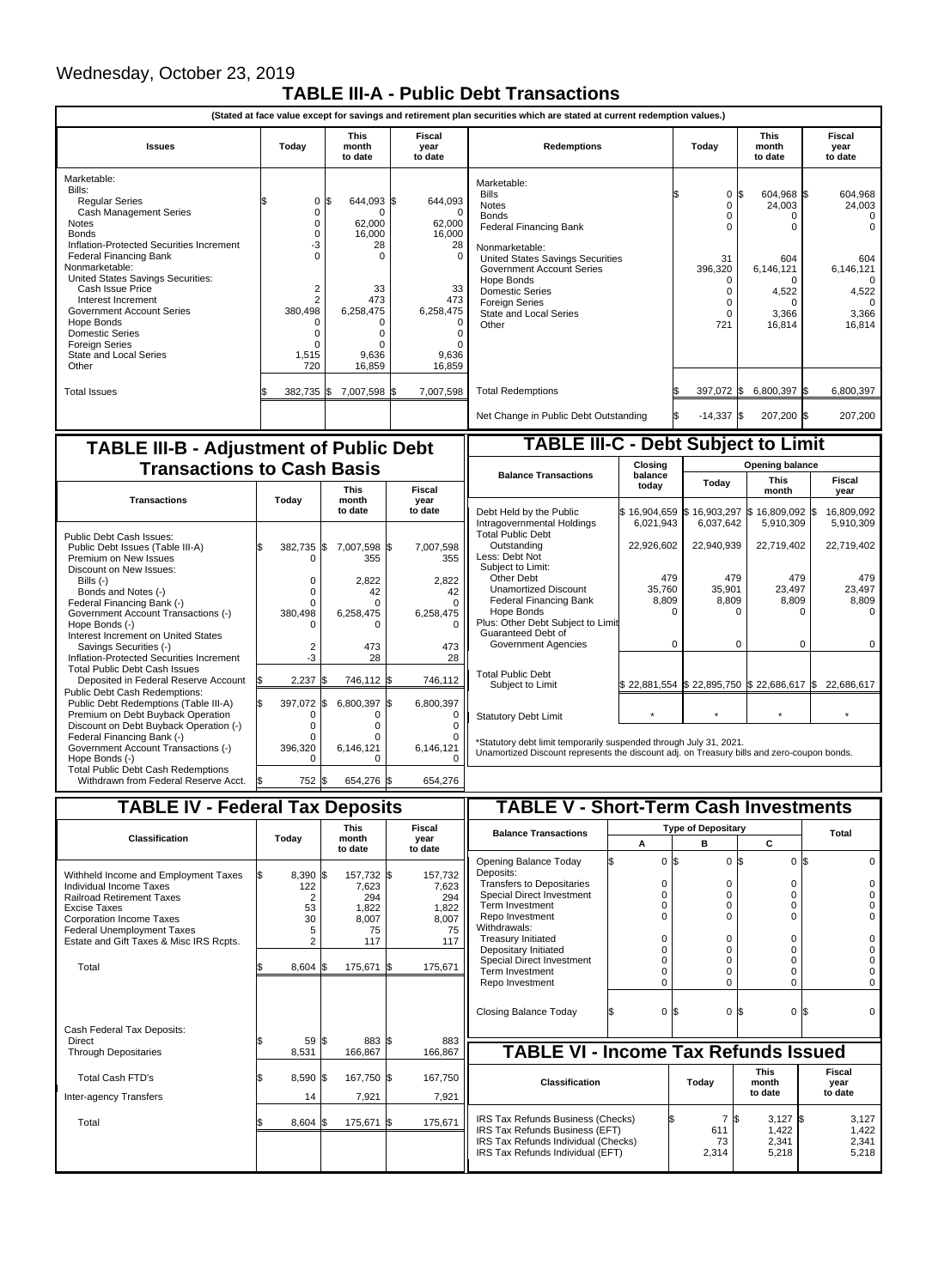Wednesday, October 23, 2019

# TABLE III-A - Public Debt Transactions

(Stated at face value except for savings and retirement plan securities which are stated at current redemption values.)

| Issues | Today | This month to date | Fiscal year to date |
|---|---|---|---|
| Marketable: | | | |
| Bills: | | | |
| Regular Series | $ 0 | $ 644,093 | $ 644,093 |
| Cash Management Series | 0 | 0 | 0 |
| Notes | 0 | 62,000 | 62,000 |
| Bonds | 0 | 16,000 | 16,000 |
| Inflation-Protected Securities Increment | -3 | 28 | 28 |
| Federal Financing Bank | 0 | 0 | 0 |
| Nonmarketable: | | | |
| United States Savings Securities: | | | |
| Cash Issue Price | 2 | 33 | 33 |
| Interest Increment | 2 | 473 | 473 |
| Government Account Series | 380,498 | 6,258,475 | 6,258,475 |
| Hope Bonds | 0 | 0 | 0 |
| Domestic Series | 0 | 0 | 0 |
| Foreign Series | 0 | 0 | 0 |
| State and Local Series | 1,515 | 9,636 | 9,636 |
| Other | 720 | 16,859 | 16,859 |
| Total Issues | $ 382,735 | $ 7,007,598 | $ 7,007,598 |

| Redemptions | Today | This month to date | Fiscal year to date |
|---|---|---|---|
| Marketable: | | | |
| Bills | $ 0 | $ 604,968 | $ 604,968 |
| Notes | 0 | 24,003 | 24,003 |
| Bonds | 0 | 0 | 0 |
| Federal Financing Bank | 0 | 0 | 0 |
| Nonmarketable: | | | |
| United States Savings Securities | 31 | 604 | 604 |
| Government Account Series | 396,320 | 6,146,121 | 6,146,121 |
| Hope Bonds | 0 | 0 | 0 |
| Domestic Series | 0 | 4,522 | 4,522 |
| Foreign Series | 0 | 0 | 0 |
| State and Local Series | 0 | 3,366 | 3,366 |
| Other | 721 | 16,814 | 16,814 |
| Total Redemptions | $ 397,072 | $ 6,800,397 | $ 6,800,397 |
| Net Change in Public Debt Outstanding | $ -14,337 | $ 207,200 | $ 207,200 |

# TABLE III-B - Adjustment of Public Debt Transactions to Cash Basis

| Transactions | Today | This month to date | Fiscal year to date |
|---|---|---|---|
| Public Debt Cash Issues: | | | |
| Public Debt Issues (Table III-A) | $ 382,735 | $ 7,007,598 | $ 7,007,598 |
| Premium on New Issues | 0 | 355 | 355 |
| Discount on New Issues: | | | |
| Bills (-) | 0 | 2,822 | 2,822 |
| Bonds and Notes (-) | 0 | 42 | 42 |
| Federal Financing Bank (-) | 0 | 0 | 0 |
| Government Account Transactions (-) | 380,498 | 6,258,475 | 6,258,475 |
| Hope Bonds (-) | 0 | 0 | 0 |
| Interest Increment on United States Savings Securities (-) | 2 | 473 | 473 |
| Inflation-Protected Securities Increment | -3 | 28 | 28 |
| Total Public Debt Cash Issues Deposited in Federal Reserve Account | $ 2,237 | $ 746,112 | $ 746,112 |
| Public Debt Cash Redemptions: | | | |
| Public Debt Redemptions (Table III-A) | $ 397,072 | $ 6,800,397 | $ 6,800,397 |
| Premium on Debt Buyback Operation | 0 | 0 | 0 |
| Discount on Debt Buyback Operation (-) | 0 | 0 | 0 |
| Federal Financing Bank (-) | 0 | 0 | 0 |
| Government Account Transactions (-) | 396,320 | 6,146,121 | 6,146,121 |
| Hope Bonds (-) | 0 | 0 | 0 |
| Total Public Debt Cash Redemptions Withdrawn from Federal Reserve Acct. | $ 752 | $ 654,276 | $ 654,276 |

# TABLE III-C - Debt Subject to Limit

| Balance Transactions | Closing balance today | Opening balance Today | Opening balance This month | Opening balance Fiscal year |
|---|---|---|---|---|
| Debt Held by the Public | $ 16,904,659 | $ 16,903,297 | $ 16,809,092 | $ 16,809,092 |
| Intragovernmental Holdings | 6,021,943 | 6,037,642 | 5,910,309 | 5,910,309 |
| Total Public Debt Outstanding | 22,926,602 | 22,940,939 | 22,719,402 | 22,719,402 |
| Less: Debt Not Subject to Limit: | | | | |
| Other Debt | 479 | 479 | 479 | 479 |
| Unamortized Discount | 35,760 | 35,901 | 23,497 | 23,497 |
| Federal Financing Bank | 8,809 | 8,809 | 8,809 | 8,809 |
| Hope Bonds | 0 | 0 | 0 | 0 |
| Plus: Other Debt Subject to Limit | | | | |
| Guaranteed Debt of Government Agencies | 0 | 0 | 0 | 0 |
| Total Public Debt Subject to Limit | $ 22,881,554 | $ 22,895,750 | $ 22,686,617 | $ 22,686,617 |
| Statutory Debt Limit | * | * | * | * |

*Statutory debt limit temporarily suspended through July 31, 2021.
Unamortized Discount represents the discount adj. on Treasury bills and zero-coupon bonds.

# TABLE IV - Federal Tax Deposits

| Classification | Today | This month to date | Fiscal year to date |
|---|---|---|---|
| Withheld Income and Employment Taxes | $ 8,390 | $ 157,732 | $ 157,732 |
| Individual Income Taxes | 122 | 7,623 | 7,623 |
| Railroad Retirement Taxes | 2 | 294 | 294 |
| Excise Taxes | 53 | 1,822 | 1,822 |
| Corporation Income Taxes | 30 | 8,007 | 8,007 |
| Federal Unemployment Taxes | 5 | 75 | 75 |
| Estate and Gift Taxes & Misc IRS Rcpts. | 2 | 117 | 117 |
| Total | $ 8,604 | $ 175,671 | $ 175,671 |
| Cash Federal Tax Deposits: | | | |
| Direct | $ 59 | $ 883 | $ 883 |
| Through Depositaries | 8,531 | 166,867 | 166,867 |
| Total Cash FTD's | $ 8,590 | $ 167,750 | $ 167,750 |
| Inter-agency Transfers | 14 | 7,921 | 7,921 |
| Total | $ 8,604 | $ 175,671 | $ 175,671 |

# TABLE V - Short-Term Cash Investments

| Balance Transactions | Type of Depositary A | Type of Depositary B | Type of Depositary C | Total |
|---|---|---|---|---|
| Opening Balance Today | $ 0 | $ 0 | $ 0 | $ 0 |
| Deposits: | | | | |
| Transfers to Depositaries | 0 | 0 | 0 | 0 |
| Special Direct Investment | 0 | 0 | 0 | 0 |
| Term Investment | 0 | 0 | 0 | 0 |
| Repo Investment | 0 | 0 | 0 | 0 |
| Withdrawals: | | | | |
| Treasury Initiated | 0 | 0 | 0 | 0 |
| Depositary Initiated | 0 | 0 | 0 | 0 |
| Special Direct Investment | 0 | 0 | 0 | 0 |
| Term Investment | 0 | 0 | 0 | 0 |
| Repo Investment | 0 | 0 | 0 | 0 |
| Closing Balance Today | $ 0 | $ 0 | $ 0 | $ 0 |

# TABLE VI - Income Tax Refunds Issued

| Classification | Today | This month to date | Fiscal year to date |
|---|---|---|---|
| IRS Tax Refunds Business (Checks) | $ 7 | $ 3,127 | $ 3,127 |
| IRS Tax Refunds Business (EFT) | 611 | 1,422 | 1,422 |
| IRS Tax Refunds Individual (Checks) | 73 | 2,341 | 2,341 |
| IRS Tax Refunds Individual (EFT) | 2,314 | 5,218 | 5,218 |